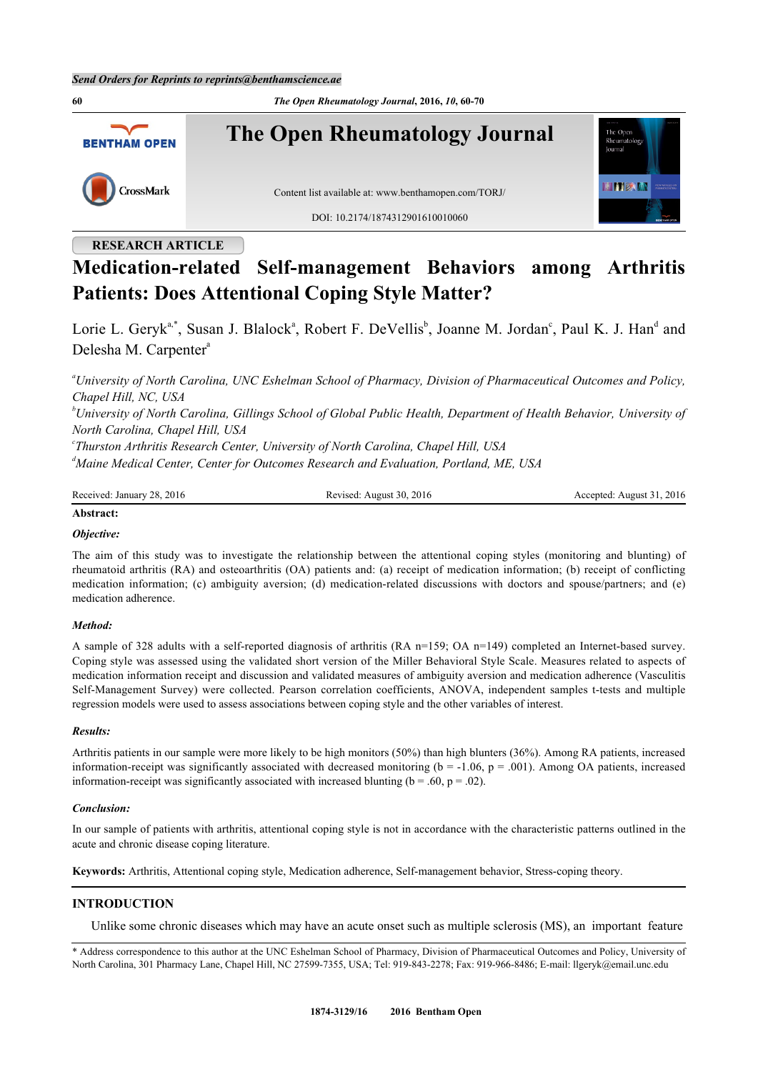RESEARCH ARTICLE

# Medication-related Self-management Behaviors among Arthritis Patients: Does Attentional Coping Style Matter?

Lorie L. Geryk[a,*], Susan J. Blalock[a], Robert F. DeVellis[b], Joanne M. Jordan[c], Paul K. J. Han[d] and Delesha M. Carpenter[a]

[a]*University of North Carolina, UNC Eshelman School of Pharmacy, Division of Pharmaceutical Outcomes and Policy, Chapel Hill, NC, USA*

[b]*University of North Carolina, Gillings School of Global Public Health, Department of Health Behavior, University of North Carolina, Chapel Hill, USA*

[c]*Thurston Arthritis Research Center, University of North Carolina, Chapel Hill, USA*

[d]*Maine Medical Center, Center for Outcomes Research and Evaluation, Portland, ME, USA*

Received: January 28, 2016 Revised: August 30, 2016 Accepted: August 31, 2016

**Abstract:**

***Objective:***

The aim of this study was to investigate the relationship between the attentional coping styles (monitoring and blunting) of rheumatoid arthritis (RA) and osteoarthritis (OA) patients and: (a) receipt of medication information; (b) receipt of conflicting medication information; (c) ambiguity aversion; (d) medication-related discussions with doctors and spouse/partners; and (e) medication adherence.

***Method:***

A sample of 328 adults with a self-reported diagnosis of arthritis (RA n=159; OA n=149) completed an Internet-based survey. Coping style was assessed using the validated short version of the Miller Behavioral Style Scale. Measures related to aspects of medication information receipt and discussion and validated measures of ambiguity aversion and medication adherence (Vasculitis Self-Management Survey) were collected. Pearson correlation coefficients, ANOVA, independent samples t-tests and multiple regression models were used to assess associations between coping style and the other variables of interest.

***Results:***

Arthritis patients in our sample were more likely to be high monitors (50%) than high blunters (36%). Among RA patients, increased information-receipt was significantly associated with decreased monitoring ($b = -1.06$, $p = .001$). Among OA patients, increased information-receipt was significantly associated with increased blunting ($b = .60$, $p = .02$).

***Conclusion:***

In our sample of patients with arthritis, attentional coping style is not in accordance with the characteristic patterns outlined in the acute and chronic disease coping literature.

**Keywords:** Arthritis, Attentional coping style, Medication adherence, Self-management behavior, Stress-coping theory.

## INTRODUCTION

Unlike some chronic diseases which may have an acute onset such as multiple sclerosis (MS), an important feature

\* Address correspondence to this author at the UNC Eshelman School of Pharmacy, Division of Pharmaceutical Outcomes and Policy, University of North Carolina, 301 Pharmacy Lane, Chapel Hill, NC 27599-7355, USA; Tel: 919-843-2278; Fax: 919-966-8486; E-mail: llgeryk@email.unc.edu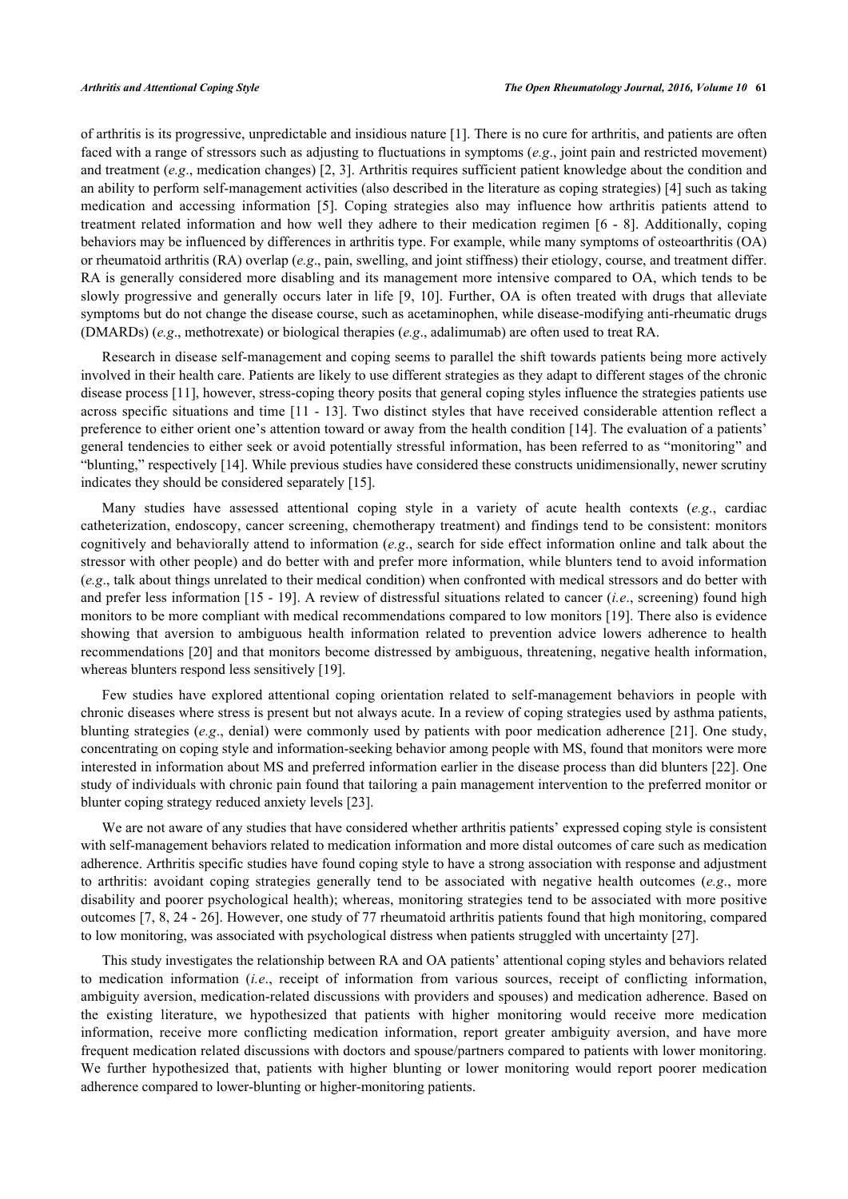of arthritis is its progressive, unpredictable and insidious nature [1]. There is no cure for arthritis, and patients are often faced with a range of stressors such as adjusting to fluctuations in symptoms (*e.g*., joint pain and restricted movement) and treatment (*e.g*., medication changes) [2, 3]. Arthritis requires sufficient patient knowledge about the condition and an ability to perform self-management activities (also described in the literature as coping strategies) [4] such as taking medication and accessing information [5]. Coping strategies also may influence how arthritis patients attend to treatment related information and how well they adhere to their medication regimen [6 - 8]. Additionally, coping behaviors may be influenced by differences in arthritis type. For example, while many symptoms of osteoarthritis (OA) or rheumatoid arthritis (RA) overlap (*e.g*., pain, swelling, and joint stiffness) their etiology, course, and treatment differ. RA is generally considered more disabling and its management more intensive compared to OA, which tends to be slowly progressive and generally occurs later in life [9, 10]. Further, OA is often treated with drugs that alleviate symptoms but do not change the disease course, such as acetaminophen, while disease-modifying anti-rheumatic drugs (DMARDs) (*e.g*., methotrexate) or biological therapies (*e.g*., adalimumab) are often used to treat RA.

Research in disease self-management and coping seems to parallel the shift towards patients being more actively involved in their health care. Patients are likely to use different strategies as they adapt to different stages of the chronic disease process [11], however, stress-coping theory posits that general coping styles influence the strategies patients use across specific situations and time [11 - 13]. Two distinct styles that have received considerable attention reflect a preference to either orient one's attention toward or away from the health condition [14]. The evaluation of a patients' general tendencies to either seek or avoid potentially stressful information, has been referred to as "monitoring" and "blunting," respectively [14]. While previous studies have considered these constructs unidimensionally, newer scrutiny indicates they should be considered separately [15].

Many studies have assessed attentional coping style in a variety of acute health contexts (*e.g*., cardiac catheterization, endoscopy, cancer screening, chemotherapy treatment) and findings tend to be consistent: monitors cognitively and behaviorally attend to information (*e.g*., search for side effect information online and talk about the stressor with other people) and do better with and prefer more information, while blunters tend to avoid information (*e.g*., talk about things unrelated to their medical condition) when confronted with medical stressors and do better with and prefer less information [15 - 19]. A review of distressful situations related to cancer (*i.e*., screening) found high monitors to be more compliant with medical recommendations compared to low monitors [19]. There also is evidence showing that aversion to ambiguous health information related to prevention advice lowers adherence to health recommendations [20] and that monitors become distressed by ambiguous, threatening, negative health information, whereas blunters respond less sensitively [19].

Few studies have explored attentional coping orientation related to self-management behaviors in people with chronic diseases where stress is present but not always acute. In a review of coping strategies used by asthma patients, blunting strategies (*e.g*., denial) were commonly used by patients with poor medication adherence [21]. One study, concentrating on coping style and information-seeking behavior among people with MS, found that monitors were more interested in information about MS and preferred information earlier in the disease process than did blunters [22]. One study of individuals with chronic pain found that tailoring a pain management intervention to the preferred monitor or blunter coping strategy reduced anxiety levels [23].

We are not aware of any studies that have considered whether arthritis patients' expressed coping style is consistent with self-management behaviors related to medication information and more distal outcomes of care such as medication adherence. Arthritis specific studies have found coping style to have a strong association with response and adjustment to arthritis: avoidant coping strategies generally tend to be associated with negative health outcomes (*e.g*., more disability and poorer psychological health); whereas, monitoring strategies tend to be associated with more positive outcomes [7, 8, 24 - 26]. However, one study of 77 rheumatoid arthritis patients found that high monitoring, compared to low monitoring, was associated with psychological distress when patients struggled with uncertainty [27].

This study investigates the relationship between RA and OA patients' attentional coping styles and behaviors related to medication information (*i.e*., receipt of information from various sources, receipt of conflicting information, ambiguity aversion, medication-related discussions with providers and spouses) and medication adherence. Based on the existing literature, we hypothesized that patients with higher monitoring would receive more medication information, receive more conflicting medication information, report greater ambiguity aversion, and have more frequent medication related discussions with doctors and spouse/partners compared to patients with lower monitoring. We further hypothesized that, patients with higher blunting or lower monitoring would report poorer medication adherence compared to lower-blunting or higher-monitoring patients.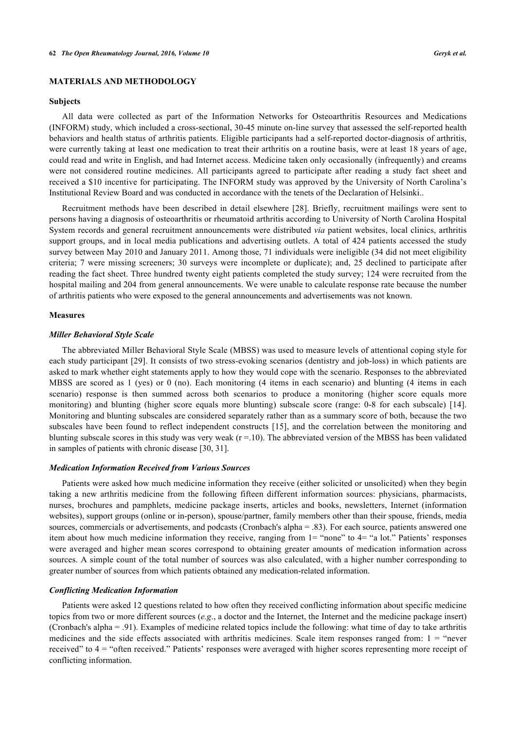## MATERIALS AND METHODOLOGY

### Subjects

All data were collected as part of the Information Networks for Osteoarthritis Resources and Medications (INFORM) study, which included a cross-sectional, 30-45 minute on-line survey that assessed the self-reported health behaviors and health status of arthritis patients. Eligible participants had a self-reported doctor-diagnosis of arthritis, were currently taking at least one medication to treat their arthritis on a routine basis, were at least 18 years of age, could read and write in English, and had Internet access. Medicine taken only occasionally (infrequently) and creams were not considered routine medicines. All participants agreed to participate after reading a study fact sheet and received a $10 incentive for participating. The INFORM study was approved by the University of North Carolina's Institutional Review Board and was conducted in accordance with the tenets of the Declaration of Helsinki..

Recruitment methods have been described in detail elsewhere [28]. Briefly, recruitment mailings were sent to persons having a diagnosis of osteoarthritis or rheumatoid arthritis according to University of North Carolina Hospital System records and general recruitment announcements were distributed *via* patient websites, local clinics, arthritis support groups, and in local media publications and advertising outlets. A total of 424 patients accessed the study survey between May 2010 and January 2011. Among those, 71 individuals were ineligible (34 did not meet eligibility criteria; 7 were missing screeners; 30 surveys were incomplete or duplicate); and, 25 declined to participate after reading the fact sheet. Three hundred twenty eight patients completed the study survey; 124 were recruited from the hospital mailing and 204 from general announcements. We were unable to calculate response rate because the number of arthritis patients who were exposed to the general announcements and advertisements was not known.

### Measures

#### *Miller Behavioral Style Scale*

The abbreviated Miller Behavioral Style Scale (MBSS) was used to measure levels of attentional coping style for each study participant [29]. It consists of two stress-evoking scenarios (dentistry and job-loss) in which patients are asked to mark whether eight statements apply to how they would cope with the scenario. Responses to the abbreviated MBSS are scored as 1 (yes) or 0 (no). Each monitoring (4 items in each scenario) and blunting (4 items in each scenario) response is then summed across both scenarios to produce a monitoring (higher score equals more monitoring) and blunting (higher score equals more blunting) subscale score (range: 0-8 for each subscale) [14]. Monitoring and blunting subscales are considered separately rather than as a summary score of both, because the two subscales have been found to reflect independent constructs [15], and the correlation between the monitoring and blunting subscale scores in this study was very weak ($r = .10$). The abbreviated version of the MBSS has been validated in samples of patients with chronic disease [30, 31].

#### *Medication Information Received from Various Sources*

Patients were asked how much medicine information they receive (either solicited or unsolicited) when they begin taking a new arthritis medicine from the following fifteen different information sources: physicians, pharmacists, nurses, brochures and pamphlets, medicine package inserts, articles and books, newsletters, Internet (information websites), support groups (online or in-person), spouse/partner, family members other than their spouse, friends, media sources, commercials or advertisements, and podcasts (Cronbach's alpha = .83). For each source, patients answered one item about how much medicine information they receive, ranging from 1= "none" to 4= "a lot." Patients' responses were averaged and higher mean scores correspond to obtaining greater amounts of medication information across sources. A simple count of the total number of sources was also calculated, with a higher number corresponding to greater number of sources from which patients obtained any medication-related information.

#### *Conflicting Medication Information*

Patients were asked 12 questions related to how often they received conflicting information about specific medicine topics from two or more different sources (*e.g*., a doctor and the Internet, the Internet and the medicine package insert) (Cronbach's alpha = .91). Examples of medicine related topics include the following: what time of day to take arthritis medicines and the side effects associated with arthritis medicines. Scale item responses ranged from: 1 = "never received" to 4 = "often received." Patients' responses were averaged with higher scores representing more receipt of conflicting information.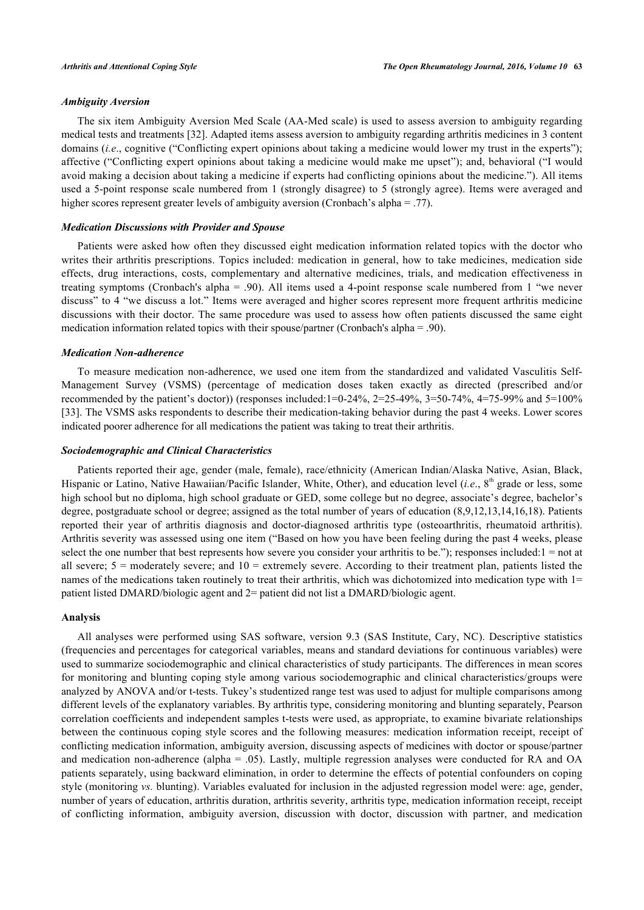### *Ambiguity Aversion*

The six item Ambiguity Aversion Med Scale (AA-Med scale) is used to assess aversion to ambiguity regarding medical tests and treatments [32]. Adapted items assess aversion to ambiguity regarding arthritis medicines in 3 content domains (*i.e*., cognitive ("Conflicting expert opinions about taking a medicine would lower my trust in the experts"); affective ("Conflicting expert opinions about taking a medicine would make me upset"); and, behavioral ("I would avoid making a decision about taking a medicine if experts had conflicting opinions about the medicine."). All items used a 5-point response scale numbered from 1 (strongly disagree) to 5 (strongly agree). Items were averaged and higher scores represent greater levels of ambiguity aversion (Cronbach's alpha = .77).

### *Medication Discussions with Provider and Spouse*

Patients were asked how often they discussed eight medication information related topics with the doctor who writes their arthritis prescriptions. Topics included: medication in general, how to take medicines, medication side effects, drug interactions, costs, complementary and alternative medicines, trials, and medication effectiveness in treating symptoms (Cronbach's alpha = .90). All items used a 4-point response scale numbered from 1 "we never discuss" to 4 "we discuss a lot." Items were averaged and higher scores represent more frequent arthritis medicine discussions with their doctor. The same procedure was used to assess how often patients discussed the same eight medication information related topics with their spouse/partner (Cronbach's alpha = .90).

### *Medication Non-adherence*

To measure medication non-adherence, we used one item from the standardized and validated Vasculitis Self-Management Survey (VSMS) (percentage of medication doses taken exactly as directed (prescribed and/or recommended by the patient's doctor)) (responses included:1=0-24%, 2=25-49%, 3=50-74%, 4=75-99% and 5=100% [33]. The VSMS asks respondents to describe their medication-taking behavior during the past 4 weeks. Lower scores indicated poorer adherence for all medications the patient was taking to treat their arthritis.

### *Sociodemographic and Clinical Characteristics*

Patients reported their age, gender (male, female), race/ethnicity (American Indian/Alaska Native, Asian, Black, Hispanic or Latino, Native Hawaiian/Pacific Islander, White, Other), and education level (*i.e*., 8th grade or less, some high school but no diploma, high school graduate or GED, some college but no degree, associate's degree, bachelor's degree, postgraduate school or degree; assigned as the total number of years of education (8,9,12,13,14,16,18). Patients reported their year of arthritis diagnosis and doctor-diagnosed arthritis type (osteoarthritis, rheumatoid arthritis). Arthritis severity was assessed using one item ("Based on how you have been feeling during the past 4 weeks, please select the one number that best represents how severe you consider your arthritis to be."); responses included:1 = not at all severe; 5 = moderately severe; and 10 = extremely severe. According to their treatment plan, patients listed the names of the medications taken routinely to treat their arthritis, which was dichotomized into medication type with 1= patient listed DMARD/biologic agent and 2= patient did not list a DMARD/biologic agent.

## Analysis

All analyses were performed using SAS software, version 9.3 (SAS Institute, Cary, NC). Descriptive statistics (frequencies and percentages for categorical variables, means and standard deviations for continuous variables) were used to summarize sociodemographic and clinical characteristics of study participants. The differences in mean scores for monitoring and blunting coping style among various sociodemographic and clinical characteristics/groups were analyzed by ANOVA and/or t-tests. Tukey's studentized range test was used to adjust for multiple comparisons among different levels of the explanatory variables. By arthritis type, considering monitoring and blunting separately, Pearson correlation coefficients and independent samples t-tests were used, as appropriate, to examine bivariate relationships between the continuous coping style scores and the following measures: medication information receipt, receipt of conflicting medication information, ambiguity aversion, discussing aspects of medicines with doctor or spouse/partner and medication non-adherence (alpha = .05). Lastly, multiple regression analyses were conducted for RA and OA patients separately, using backward elimination, in order to determine the effects of potential confounders on coping style (monitoring *vs.* blunting). Variables evaluated for inclusion in the adjusted regression model were: age, gender, number of years of education, arthritis duration, arthritis severity, arthritis type, medication information receipt, receipt of conflicting information, ambiguity aversion, discussion with doctor, discussion with partner, and medication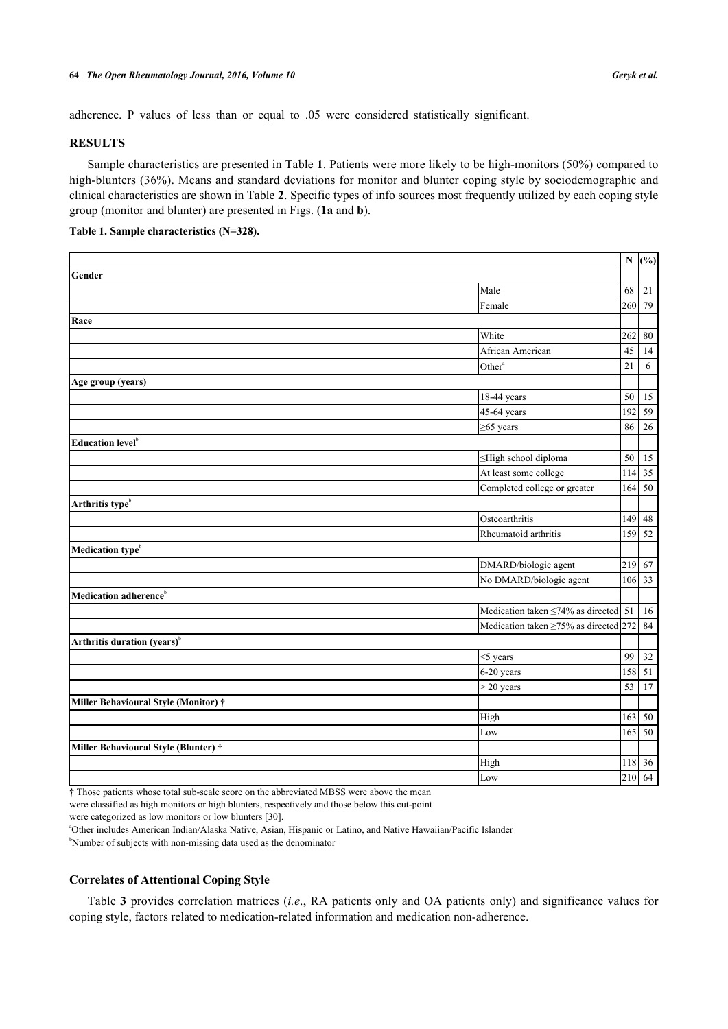adherence. P values of less than or equal to .05 were considered statistically significant.

## RESULTS

Sample characteristics are presented in Table **1**. Patients were more likely to be high-monitors (50%) compared to high-blunters (36%). Means and standard deviations for monitor and blunter coping style by sociodemographic and clinical characteristics are shown in Table **2**. Specific types of info sources most frequently utilized by each coping style group (monitor and blunter) are presented in Figs. (**1a** and **b**).

**Table 1. Sample characteristics (N=328).**

| | | N | (%) |
|---|---|---|---|
| **Gender** | | | |
| | Male | 68 | 21 |
| | Female | 260 | 79 |
| **Race** | | | |
| | White | 262 | 80 |
| | African American | 45 | 14 |
| | Other[a] | 21 | 6 |
| **Age group (years)** | | | |
| | 18-44 years | 50 | 15 |
| | 45-64 years | 192 | 59 |
| | ≥65 years | 86 | 26 |
| **Education level**[b] | | | |
| | ≤High school diploma | 50 | 15 |
| | At least some college | 114 | 35 |
| | Completed college or greater | 164 | 50 |
| **Arthritis type**[b] | | | |
| | Osteoarthritis | 149 | 48 |
| | Rheumatoid arthritis | 159 | 52 |
| **Medication type**[b] | | | |
| | DMARD/biologic agent | 219 | 67 |
| | No DMARD/biologic agent | 106 | 33 |
| **Medication adherence**[b] | | | |
| | Medication taken ≤74% as directed | 51 | 16 |
| | Medication taken ≥75% as directed | 272 | 84 |
| **Arthritis duration (years)**[b] | | | |
| | <5 years | 99 | 32 |
| | 6-20 years | 158 | 51 |
| | > 20 years | 53 | 17 |
| **Miller Behavioural Style (Monitor) †** | | | |
| | High | 163 | 50 |
| | Low | 165 | 50 |
| **Miller Behavioural Style (Blunter) †** | | | |
| | High | 118 | 36 |
| | Low | 210 | 64 |

† Those patients whose total sub-scale score on the abbreviated MBSS were above the mean were classified as high monitors or high blunters, respectively and those below this cut-point were categorized as low monitors or low blunters [30].

[a]Other includes American Indian/Alaska Native, Asian, Hispanic or Latino, and Native Hawaiian/Pacific Islander

[b]Number of subjects with non-missing data used as the denominator

### Correlates of Attentional Coping Style

Table **3** provides correlation matrices (*i.e.*, RA patients only and OA patients only) and significance values for coping style, factors related to medication-related information and medication non-adherence.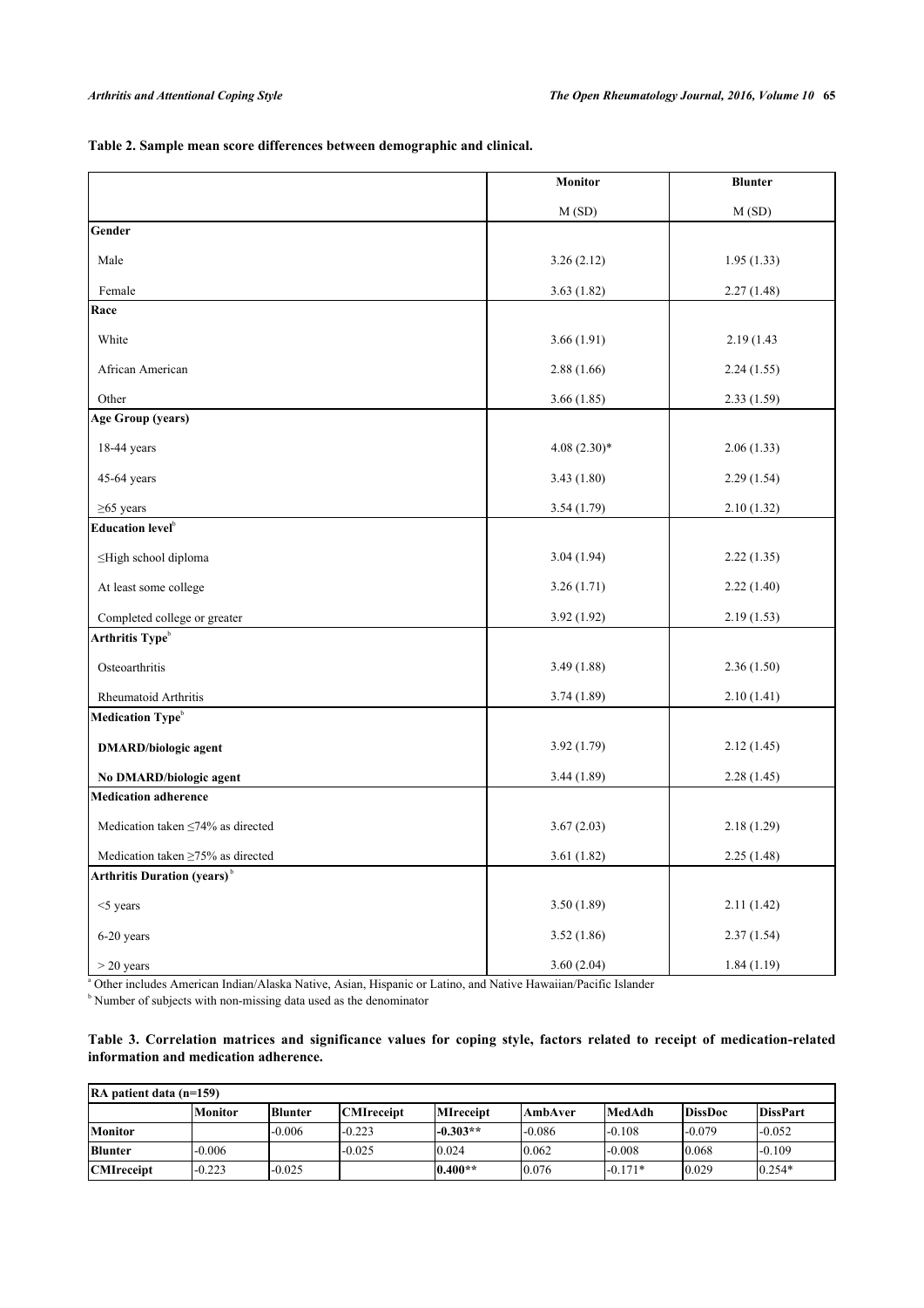**Table 2. Sample mean score differences between demographic and clinical.**

| | Monitor | Blunter |
|---|---|---|
| | M (SD) | M (SD) |
| **Gender** | | |
| Male | 3.26 (2.12) | 1.95 (1.33) |
| Female | 3.63 (1.82) | 2.27 (1.48) |
| **Race** | | |
| White | 3.66 (1.91) | 2.19 (1.43 |
| African American | 2.88 (1.66) | 2.24 (1.55) |
| Other | 3.66 (1.85) | 2.33 (1.59) |
| **Age Group (years)** | | |
| 18-44 years | 4.08 (2.30)* | 2.06 (1.33) |
| 45-64 years | 3.43 (1.80) | 2.29 (1.54) |
| ≥65 years | 3.54 (1.79) | 2.10 (1.32) |
| **Education level**[b] | | |
| ≤High school diploma | 3.04 (1.94) | 2.22 (1.35) |
| At least some college | 3.26 (1.71) | 2.22 (1.40) |
| Completed college or greater | 3.92 (1.92) | 2.19 (1.53) |
| **Arthritis Type**[b] | | |
| Osteoarthritis | 3.49 (1.88) | 2.36 (1.50) |
| Rheumatoid Arthritis | 3.74 (1.89) | 2.10 (1.41) |
| **Medication Type**[b] | | |
| **DMARD/biologic agent** | 3.92 (1.79) | 2.12 (1.45) |
| **No DMARD/biologic agent** | 3.44 (1.89) | 2.28 (1.45) |
| **Medication adherence** | | |
| Medication taken ≤74% as directed | 3.67 (2.03) | 2.18 (1.29) |
| Medication taken ≥75% as directed | 3.61 (1.82) | 2.25 (1.48) |
| **Arthritis Duration (years)**[b] | | |
| <5 years | 3.50 (1.89) | 2.11 (1.42) |
| 6-20 years | 3.52 (1.86) | 2.37 (1.54) |
| > 20 years | 3.60 (2.04) | 1.84 (1.19) |

[a] Other includes American Indian/Alaska Native, Asian, Hispanic or Latino, and Native Hawaiian/Pacific Islander

[b] Number of subjects with non-missing data used as the denominator

**Table 3. Correlation matrices and significance values for coping style, factors related to receipt of medication-related information and medication adherence.**

| RA patient data (n=159) | | | | | | | | |
|---|---|---|---|---|---|---|---|---|
| | **Monitor** | **Blunter** | **CMIreceipt** | **MIreceipt** | **AmbAver** | **MedAdh** | **DissDoc** | **DissPart** |
| **Monitor** | | -0.006 | -0.223 | **-0.303**** | -0.086 | -0.108 | -0.079 | -0.052 |
| **Blunter** | -0.006 | | -0.025 | 0.024 | 0.062 | -0.008 | 0.068 | -0.109 |
| **CMIreceipt** | -0.223 | -0.025 | | **0.400**** | 0.076 | -0.171* | 0.029 | 0.254* |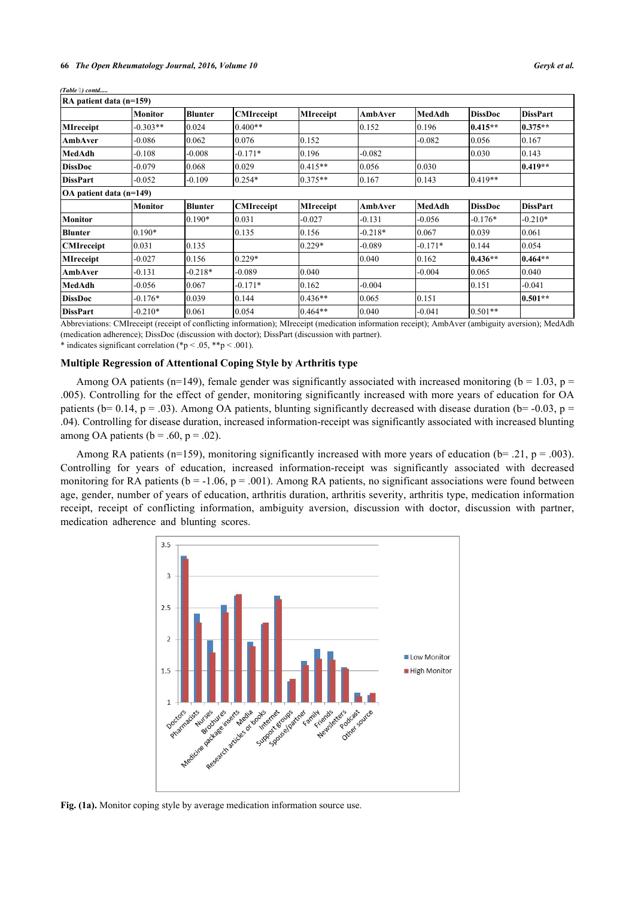*(Table ) contd.....*

| RA patient data (n=159) | | | | | | | | |
|---|---|---|---|---|---|---|---|---|
| | **Monitor** | **Blunter** | **CMIreceipt** | **MIreceipt** | **AmbAver** | **MedAdh** | **DissDoc** | **DissPart** |
| **MIreceipt** | -0.303** | 0.024 | 0.400** | | 0.152 | 0.196 | **0.415**** | **0.375**** |
| **AmbAver** | -0.086 | 0.062 | 0.076 | 0.152 | | -0.082 | 0.056 | 0.167 |
| **MedAdh** | -0.108 | -0.008 | -0.171* | 0.196 | -0.082 | | 0.030 | 0.143 |
| **DissDoc** | -0.079 | 0.068 | 0.029 | 0.415** | 0.056 | 0.030 | | **0.419**** |
| **DissPart** | -0.052 | -0.109 | 0.254* | 0.375** | 0.167 | 0.143 | 0.419** | |
| **OA patient data (n=149)** | | | | | | | | |
| | **Monitor** | **Blunter** | **CMIreceipt** | **MIreceipt** | **AmbAver** | **MedAdh** | **DissDoc** | **DissPart** |
| **Monitor** | | 0.190* | 0.031 | -0.027 | -0.131 | -0.056 | -0.176* | -0.210* |
| **Blunter** | 0.190* | | 0.135 | 0.156 | -0.218* | 0.067 | 0.039 | 0.061 |
| **CMIreceipt** | 0.031 | 0.135 | | 0.229* | -0.089 | -0.171* | 0.144 | 0.054 |
| **MIreceipt** | -0.027 | 0.156 | 0.229* | | 0.040 | 0.162 | **0.436**** | **0.464**** |
| **AmbAver** | -0.131 | -0.218* | -0.089 | 0.040 | | -0.004 | 0.065 | 0.040 |
| **MedAdh** | -0.056 | 0.067 | -0.171* | 0.162 | -0.004 | | 0.151 | -0.041 |
| **DissDoc** | -0.176* | 0.039 | 0.144 | 0.436** | 0.065 | 0.151 | | **0.501**** |
| **DissPart** | -0.210* | 0.061 | 0.054 | 0.464** | 0.040 | -0.041 | 0.501** | |

Abbreviations: CMIreceipt (receipt of conflicting information); MIreceipt (medication information receipt); AmbAver (ambiguity aversion); MedAdh (medication adherence); DissDoc (discussion with doctor); DissPart (discussion with partner).
* indicates significant correlation (*p < .05, **p < .001).

### Multiple Regression of Attentional Coping Style by Arthritis type

Among OA patients (n=149), female gender was significantly associated with increased monitoring (b = 1.03, p = .005). Controlling for the effect of gender, monitoring significantly increased with more years of education for OA patients (b= 0.14, p = .03). Among OA patients, blunting significantly decreased with disease duration (b= -0.03, p = .04). Controlling for disease duration, increased information-receipt was significantly associated with increased blunting among OA patients (b = .60, p = .02).

Among RA patients (n=159), monitoring significantly increased with more years of education (b= .21, p = .003). Controlling for years of education, increased information-receipt was significantly associated with decreased monitoring for RA patients (b = -1.06, p = .001). Among RA patients, no significant associations were found between age, gender, number of years of education, arthritis duration, arthritis severity, arthritis type, medication information receipt, receipt of conflicting information, ambiguity aversion, discussion with doctor, discussion with partner, medication adherence and blunting scores.

**Fig. (1a).** Monitor coping style by average medication information source use.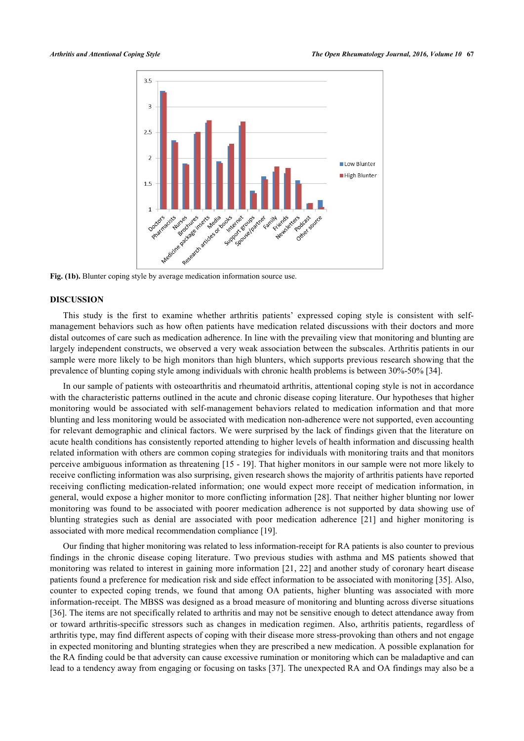**Fig. (1b).** Blunter coping style by average medication information source use.

## DISCUSSION

This study is the first to examine whether arthritis patients' expressed coping style is consistent with self-management behaviors such as how often patients have medication related discussions with their doctors and more distal outcomes of care such as medication adherence. In line with the prevailing view that monitoring and blunting are largely independent constructs, we observed a very weak association between the subscales. Arthritis patients in our sample were more likely to be high monitors than high blunters, which supports previous research showing that the prevalence of blunting coping style among individuals with chronic health problems is between 30%-50% [34].

In our sample of patients with osteoarthritis and rheumatoid arthritis, attentional coping style is not in accordance with the characteristic patterns outlined in the acute and chronic disease coping literature. Our hypotheses that higher monitoring would be associated with self-management behaviors related to medication information and that more blunting and less monitoring would be associated with medication non-adherence were not supported, even accounting for relevant demographic and clinical factors. We were surprised by the lack of findings given that the literature on acute health conditions has consistently reported attending to higher levels of health information and discussing health related information with others are common coping strategies for individuals with monitoring traits and that monitors perceive ambiguous information as threatening [15 - 19]. That higher monitors in our sample were not more likely to receive conflicting information was also surprising, given research shows the majority of arthritis patients have reported receiving conflicting medication-related information; one would expect more receipt of medication information, in general, would expose a higher monitor to more conflicting information [28]. That neither higher blunting nor lower monitoring was found to be associated with poorer medication adherence is not supported by data showing use of blunting strategies such as denial are associated with poor medication adherence [21] and higher monitoring is associated with more medical recommendation compliance [19].

Our finding that higher monitoring was related to less information-receipt for RA patients is also counter to previous findings in the chronic disease coping literature. Two previous studies with asthma and MS patients showed that monitoring was related to interest in gaining more information [21, 22] and another study of coronary heart disease patients found a preference for medication risk and side effect information to be associated with monitoring [35]. Also, counter to expected coping trends, we found that among OA patients, higher blunting was associated with more information-receipt. The MBSS was designed as a broad measure of monitoring and blunting across diverse situations [36]. The items are not specifically related to arthritis and may not be sensitive enough to detect attendance away from or toward arthritis-specific stressors such as changes in medication regimen. Also, arthritis patients, regardless of arthritis type, may find different aspects of coping with their disease more stress-provoking than others and not engage in expected monitoring and blunting strategies when they are prescribed a new medication. A possible explanation for the RA finding could be that adversity can cause excessive rumination or monitoring which can be maladaptive and can lead to a tendency away from engaging or focusing on tasks [37]. The unexpected RA and OA findings may also be a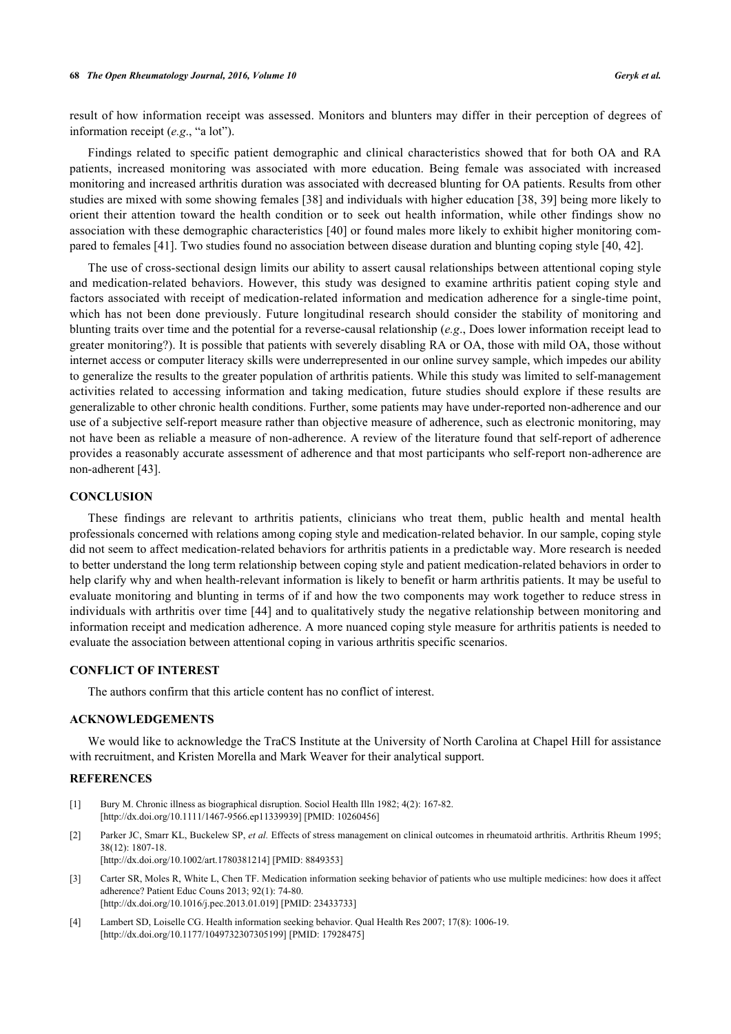result of how information receipt was assessed. Monitors and blunters may differ in their perception of degrees of information receipt (*e.g*., "a lot").

Findings related to specific patient demographic and clinical characteristics showed that for both OA and RA patients, increased monitoring was associated with more education. Being female was associated with increased monitoring and increased arthritis duration was associated with decreased blunting for OA patients. Results from other studies are mixed with some showing females [38] and individuals with higher education [38, 39] being more likely to orient their attention toward the health condition or to seek out health information, while other findings show no association with these demographic characteristics [40] or found males more likely to exhibit higher monitoring compared to females [41]. Two studies found no association between disease duration and blunting coping style [40, 42].

The use of cross-sectional design limits our ability to assert causal relationships between attentional coping style and medication-related behaviors. However, this study was designed to examine arthritis patient coping style and factors associated with receipt of medication-related information and medication adherence for a single-time point, which has not been done previously. Future longitudinal research should consider the stability of monitoring and blunting traits over time and the potential for a reverse-causal relationship (*e.g*., Does lower information receipt lead to greater monitoring?). It is possible that patients with severely disabling RA or OA, those with mild OA, those without internet access or computer literacy skills were underrepresented in our online survey sample, which impedes our ability to generalize the results to the greater population of arthritis patients. While this study was limited to self-management activities related to accessing information and taking medication, future studies should explore if these results are generalizable to other chronic health conditions. Further, some patients may have under-reported non-adherence and our use of a subjective self-report measure rather than objective measure of adherence, such as electronic monitoring, may not have been as reliable a measure of non-adherence. A review of the literature found that self-report of adherence provides a reasonably accurate assessment of adherence and that most participants who self-report non-adherence are non-adherent [43].

## CONCLUSION

These findings are relevant to arthritis patients, clinicians who treat them, public health and mental health professionals concerned with relations among coping style and medication-related behavior. In our sample, coping style did not seem to affect medication-related behaviors for arthritis patients in a predictable way. More research is needed to better understand the long term relationship between coping style and patient medication-related behaviors in order to help clarify why and when health-relevant information is likely to benefit or harm arthritis patients. It may be useful to evaluate monitoring and blunting in terms of if and how the two components may work together to reduce stress in individuals with arthritis over time [44] and to qualitatively study the negative relationship between monitoring and information receipt and medication adherence. A more nuanced coping style measure for arthritis patients is needed to evaluate the association between attentional coping in various arthritis specific scenarios.

## CONFLICT OF INTEREST

The authors confirm that this article content has no conflict of interest.

## ACKNOWLEDGEMENTS

We would like to acknowledge the TraCS Institute at the University of North Carolina at Chapel Hill for assistance with recruitment, and Kristen Morella and Mark Weaver for their analytical support.

## REFERENCES

[1] Bury M. Chronic illness as biographical disruption. Sociol Health Illn 1982; 4(2): 167-82. [http://dx.doi.org/10.1111/1467-9566.ep11339939] [PMID: 10260456]

[2] Parker JC, Smarr KL, Buckelew SP, *et al.* Effects of stress management on clinical outcomes in rheumatoid arthritis. Arthritis Rheum 1995; 38(12): 1807-18. [http://dx.doi.org/10.1002/art.1780381214] [PMID: 8849353]

[3] Carter SR, Moles R, White L, Chen TF. Medication information seeking behavior of patients who use multiple medicines: how does it affect adherence? Patient Educ Couns 2013; 92(1): 74-80. [http://dx.doi.org/10.1016/j.pec.2013.01.019] [PMID: 23433733]

[4] Lambert SD, Loiselle CG. Health information seeking behavior. Qual Health Res 2007; 17(8): 1006-19. [http://dx.doi.org/10.1177/1049732307305199] [PMID: 17928475]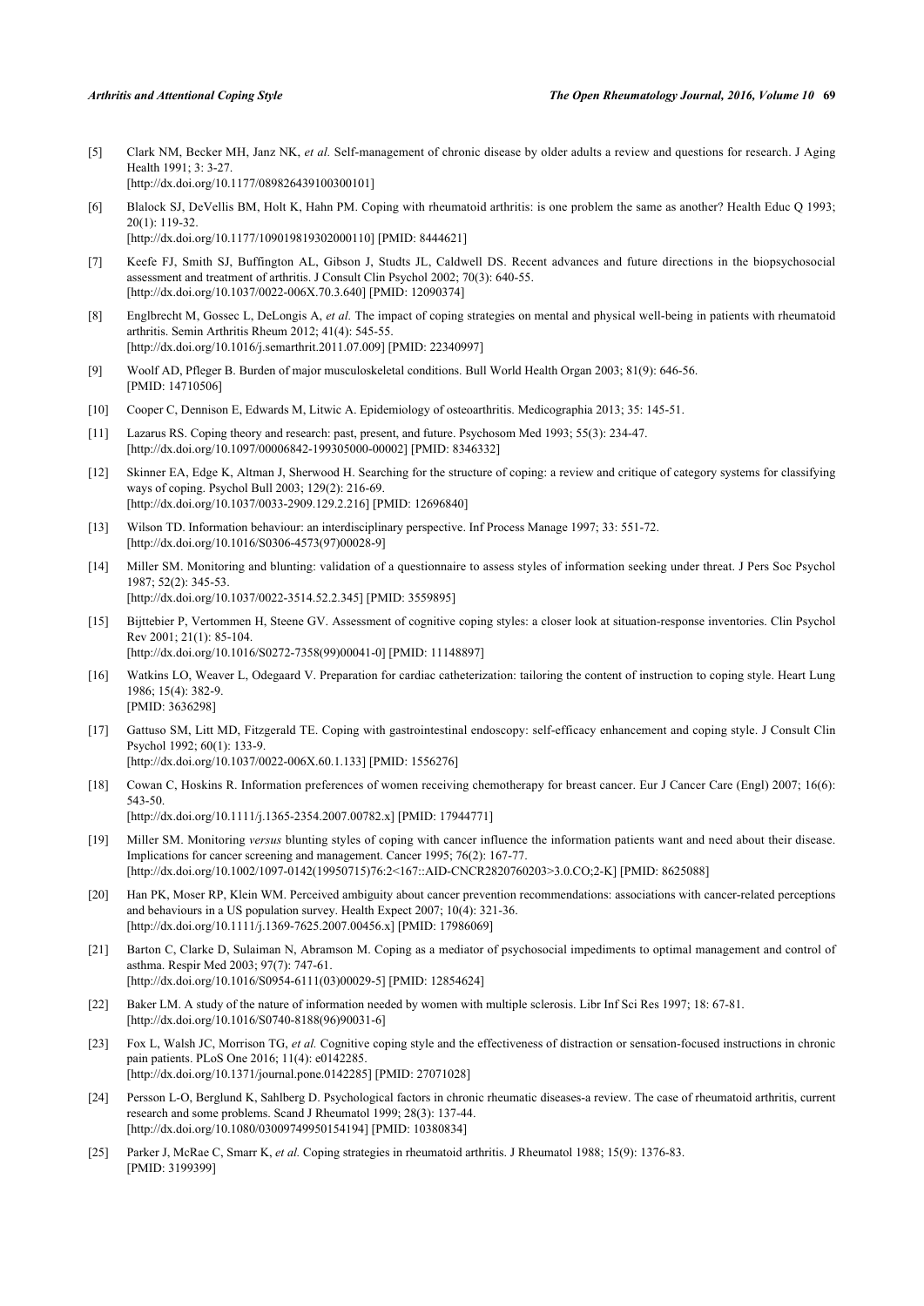[5] Clark NM, Becker MH, Janz NK, *et al.* Self-management of chronic disease by older adults a review and questions for research. J Aging Health 1991; 3: 3-27.
[http://dx.doi.org/10.1177/089826439100300101]

[6] Blalock SJ, DeVellis BM, Holt K, Hahn PM. Coping with rheumatoid arthritis: is one problem the same as another? Health Educ Q 1993; 20(1): 119-32.
[http://dx.doi.org/10.1177/109019819302000110] [PMID: 8444621]

[7] Keefe FJ, Smith SJ, Buffington AL, Gibson J, Studts JL, Caldwell DS. Recent advances and future directions in the biopsychosocial assessment and treatment of arthritis. J Consult Clin Psychol 2002; 70(3): 640-55.
[http://dx.doi.org/10.1037/0022-006X.70.3.640] [PMID: 12090374]

[8] Englbrecht M, Gossec L, DeLongis A, *et al.* The impact of coping strategies on mental and physical well-being in patients with rheumatoid arthritis. Semin Arthritis Rheum 2012; 41(4): 545-55.
[http://dx.doi.org/10.1016/j.semarthrit.2011.07.009] [PMID: 22340997]

[9] Woolf AD, Pfleger B. Burden of major musculoskeletal conditions. Bull World Health Organ 2003; 81(9): 646-56.
[PMID: 14710506]

[10] Cooper C, Dennison E, Edwards M, Litwic A. Epidemiology of osteoarthritis. Medicographia 2013; 35: 145-51.

[11] Lazarus RS. Coping theory and research: past, present, and future. Psychosom Med 1993; 55(3): 234-47.
[http://dx.doi.org/10.1097/00006842-199305000-00002] [PMID: 8346332]

[12] Skinner EA, Edge K, Altman J, Sherwood H. Searching for the structure of coping: a review and critique of category systems for classifying ways of coping. Psychol Bull 2003; 129(2): 216-69.
[http://dx.doi.org/10.1037/0033-2909.129.2.216] [PMID: 12696840]

[13] Wilson TD. Information behaviour: an interdisciplinary perspective. Inf Process Manage 1997; 33: 551-72.
[http://dx.doi.org/10.1016/S0306-4573(97)00028-9]

[14] Miller SM. Monitoring and blunting: validation of a questionnaire to assess styles of information seeking under threat. J Pers Soc Psychol 1987; 52(2): 345-53.
[http://dx.doi.org/10.1037/0022-3514.52.2.345] [PMID: 3559895]

[15] Bijttebier P, Vertommen H, Steene GV. Assessment of cognitive coping styles: a closer look at situation-response inventories. Clin Psychol Rev 2001; 21(1): 85-104.
[http://dx.doi.org/10.1016/S0272-7358(99)00041-0] [PMID: 11148897]

[16] Watkins LO, Weaver L, Odegaard V. Preparation for cardiac catheterization: tailoring the content of instruction to coping style. Heart Lung 1986; 15(4): 382-9.
[PMID: 3636298]

[17] Gattuso SM, Litt MD, Fitzgerald TE. Coping with gastrointestinal endoscopy: self-efficacy enhancement and coping style. J Consult Clin Psychol 1992; 60(1): 133-9.
[http://dx.doi.org/10.1037/0022-006X.60.1.133] [PMID: 1556276]

[18] Cowan C, Hoskins R. Information preferences of women receiving chemotherapy for breast cancer. Eur J Cancer Care (Engl) 2007; 16(6): 543-50.
[http://dx.doi.org/10.1111/j.1365-2354.2007.00782.x] [PMID: 17944771]

[19] Miller SM. Monitoring *versus* blunting styles of coping with cancer influence the information patients want and need about their disease. Implications for cancer screening and management. Cancer 1995; 76(2): 167-77.
[http://dx.doi.org/10.1002/1097-0142(19950715)76:2<167::AID-CNCR2820760203>3.0.CO;2-K] [PMID: 8625088]

[20] Han PK, Moser RP, Klein WM. Perceived ambiguity about cancer prevention recommendations: associations with cancer-related perceptions and behaviours in a US population survey. Health Expect 2007; 10(4): 321-36.
[http://dx.doi.org/10.1111/j.1369-7625.2007.00456.x] [PMID: 17986069]

[21] Barton C, Clarke D, Sulaiman N, Abramson M. Coping as a mediator of psychosocial impediments to optimal management and control of asthma. Respir Med 2003; 97(7): 747-61.
[http://dx.doi.org/10.1016/S0954-6111(03)00029-5] [PMID: 12854624]

[22] Baker LM. A study of the nature of information needed by women with multiple sclerosis. Libr Inf Sci Res 1997; 18: 67-81.
[http://dx.doi.org/10.1016/S0740-8188(96)90031-6]

[23] Fox L, Walsh JC, Morrison TG, *et al.* Cognitive coping style and the effectiveness of distraction or sensation-focused instructions in chronic pain patients. PLoS One 2016; 11(4): e0142285.
[http://dx.doi.org/10.1371/journal.pone.0142285] [PMID: 27071028]

[24] Persson L-O, Berglund K, Sahlberg D. Psychological factors in chronic rheumatic diseases-a review. The case of rheumatoid arthritis, current research and some problems. Scand J Rheumatol 1999; 28(3): 137-44.
[http://dx.doi.org/10.1080/03009749950154194] [PMID: 10380834]

[25] Parker J, McRae C, Smarr K, *et al.* Coping strategies in rheumatoid arthritis. J Rheumatol 1988; 15(9): 1376-83.
[PMID: 3199399]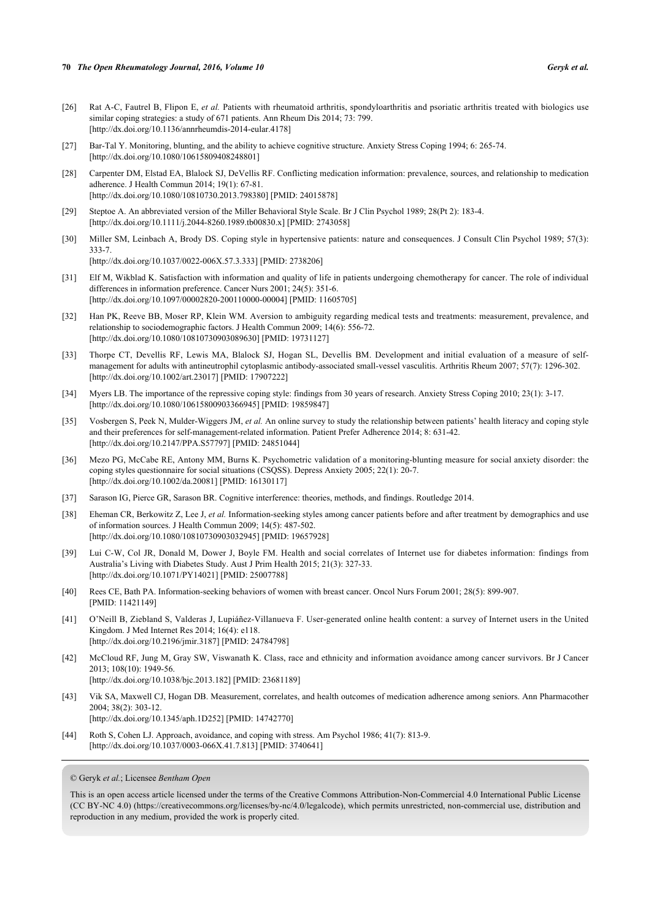[26] Rat A-C, Fautrel B, Flipon E, *et al.* Patients with rheumatoid arthritis, spondyloarthritis and psoriatic arthritis treated with biologics use similar coping strategies: a study of 671 patients. Ann Rheum Dis 2014; 73: 799.
[http://dx.doi.org/10.1136/annrheumdis-2014-eular.4178]

[27] Bar-Tal Y. Monitoring, blunting, and the ability to achieve cognitive structure. Anxiety Stress Coping 1994; 6: 265-74.
[http://dx.doi.org/10.1080/10615809408248801]

[28] Carpenter DM, Elstad EA, Blalock SJ, DeVellis RF. Conflicting medication information: prevalence, sources, and relationship to medication adherence. J Health Commun 2014; 19(1): 67-81.
[http://dx.doi.org/10.1080/10810730.2013.798380] [PMID: 24015878]

[29] Steptoe A. An abbreviated version of the Miller Behavioral Style Scale. Br J Clin Psychol 1989; 28(Pt 2): 183-4.
[http://dx.doi.org/10.1111/j.2044-8260.1989.tb00830.x] [PMID: 2743058]

[30] Miller SM, Leinbach A, Brody DS. Coping style in hypertensive patients: nature and consequences. J Consult Clin Psychol 1989; 57(3): 333-7.
[http://dx.doi.org/10.1037/0022-006X.57.3.333] [PMID: 2738206]

[31] Elf M, Wikblad K. Satisfaction with information and quality of life in patients undergoing chemotherapy for cancer. The role of individual differences in information preference. Cancer Nurs 2001; 24(5): 351-6.
[http://dx.doi.org/10.1097/00002820-200110000-00004] [PMID: 11605705]

[32] Han PK, Reeve BB, Moser RP, Klein WM. Aversion to ambiguity regarding medical tests and treatments: measurement, prevalence, and relationship to sociodemographic factors. J Health Commun 2009; 14(6): 556-72.
[http://dx.doi.org/10.1080/10810730903089630] [PMID: 19731127]

[33] Thorpe CT, Devellis RF, Lewis MA, Blalock SJ, Hogan SL, Devellis BM. Development and initial evaluation of a measure of self-management for adults with antineutrophil cytoplasmic antibody-associated small-vessel vasculitis. Arthritis Rheum 2007; 57(7): 1296-302.
[http://dx.doi.org/10.1002/art.23017] [PMID: 17907222]

[34] Myers LB. The importance of the repressive coping style: findings from 30 years of research. Anxiety Stress Coping 2010; 23(1): 3-17.
[http://dx.doi.org/10.1080/10615800903366945] [PMID: 19859847]

[35] Vosbergen S, Peek N, Mulder-Wiggers JM, *et al.* An online survey to study the relationship between patients' health literacy and coping style and their preferences for self-management-related information. Patient Prefer Adherence 2014; 8: 631-42.
[http://dx.doi.org/10.2147/PPA.S57797] [PMID: 24851044]

[36] Mezo PG, McCabe RE, Antony MM, Burns K. Psychometric validation of a monitoring-blunting measure for social anxiety disorder: the coping styles questionnaire for social situations (CSQSS). Depress Anxiety 2005; 22(1): 20-7.
[http://dx.doi.org/10.1002/da.20081] [PMID: 16130117]

[37] Sarason IG, Pierce GR, Sarason BR. Cognitive interference: theories, methods, and findings. Routledge 2014.

[38] Eheman CR, Berkowitz Z, Lee J, *et al.* Information-seeking styles among cancer patients before and after treatment by demographics and use of information sources. J Health Commun 2009; 14(5): 487-502.
[http://dx.doi.org/10.1080/10810730903032945] [PMID: 19657928]

[39] Lui C-W, Col JR, Donald M, Dower J, Boyle FM. Health and social correlates of Internet use for diabetes information: findings from Australia's Living with Diabetes Study. Aust J Prim Health 2015; 21(3): 327-33.
[http://dx.doi.org/10.1071/PY14021] [PMID: 25007788]

[40] Rees CE, Bath PA. Information-seeking behaviors of women with breast cancer. Oncol Nurs Forum 2001; 28(5): 899-907.
[PMID: 11421149]

[41] O'Neill B, Ziebland S, Valderas J, Lupiáñez-Villanueva F. User-generated online health content: a survey of Internet users in the United Kingdom. J Med Internet Res 2014; 16(4): e118.
[http://dx.doi.org/10.2196/jmir.3187] [PMID: 24784798]

[42] McCloud RF, Jung M, Gray SW, Viswanath K. Class, race and ethnicity and information avoidance among cancer survivors. Br J Cancer 2013; 108(10): 1949-56.
[http://dx.doi.org/10.1038/bjc.2013.182] [PMID: 23681189]

[43] Vik SA, Maxwell CJ, Hogan DB. Measurement, correlates, and health outcomes of medication adherence among seniors. Ann Pharmacother 2004; 38(2): 303-12.
[http://dx.doi.org/10.1345/aph.1D252] [PMID: 14742770]

[44] Roth S, Cohen LJ. Approach, avoidance, and coping with stress. Am Psychol 1986; 41(7): 813-9.
[http://dx.doi.org/10.1037/0003-066X.41.7.813] [PMID: 3740641]

© Geryk *et al.*; Licensee *Bentham Open*

This is an open access article licensed under the terms of the Creative Commons Attribution-Non-Commercial 4.0 International Public License (CC BY-NC 4.0) (https://creativecommons.org/licenses/by-nc/4.0/legalcode), which permits unrestricted, non-commercial use, distribution and reproduction in any medium, provided the work is properly cited.